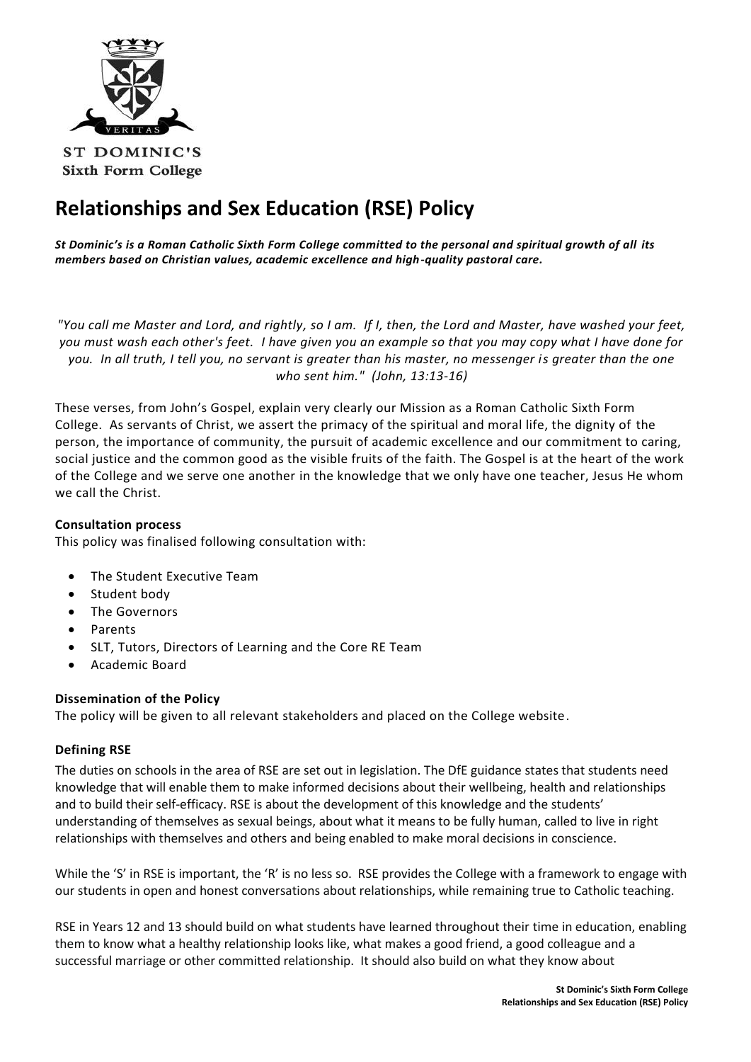ST DOMINIC'S
Sixth Form College

# Relationships and Sex Education (RSE) Policy

***St Dominic's is a Roman Catholic Sixth Form College committed to the personal and spiritual growth of all its members based on Christian values, academic excellence and high-quality pastoral care.***

*"You call me Master and Lord, and rightly, so I am. If I, then, the Lord and Master, have washed your feet, you must wash each other's feet. I have given you an example so that you may copy what I have done for you. In all truth, I tell you, no servant is greater than his master, no messenger is greater than the one who sent him." (John, 13:13-16)*

These verses, from John's Gospel, explain very clearly our Mission as a Roman Catholic Sixth Form College. As servants of Christ, we assert the primacy of the spiritual and moral life, the dignity of the person, the importance of community, the pursuit of academic excellence and our commitment to caring, social justice and the common good as the visible fruits of the faith. The Gospel is at the heart of the work of the College and we serve one another in the knowledge that we only have one teacher, Jesus He whom we call the Christ.

**Consultation process**

This policy was finalised following consultation with:

- The Student Executive Team
- Student body
- The Governors
- Parents
- SLT, Tutors, Directors of Learning and the Core RE Team
- Academic Board

**Dissemination of the Policy**

The policy will be given to all relevant stakeholders and placed on the College website.

**Defining RSE**

The duties on schools in the area of RSE are set out in legislation. The DfE guidance states that students need knowledge that will enable them to make informed decisions about their wellbeing, health and relationships and to build their self-efficacy. RSE is about the development of this knowledge and the students' understanding of themselves as sexual beings, about what it means to be fully human, called to live in right relationships with themselves and others and being enabled to make moral decisions in conscience.

While the 'S' in RSE is important, the 'R' is no less so. RSE provides the College with a framework to engage with our students in open and honest conversations about relationships, while remaining true to Catholic teaching.

RSE in Years 12 and 13 should build on what students have learned throughout their time in education, enabling them to know what a healthy relationship looks like, what makes a good friend, a good colleague and a successful marriage or other committed relationship. It should also build on what they know about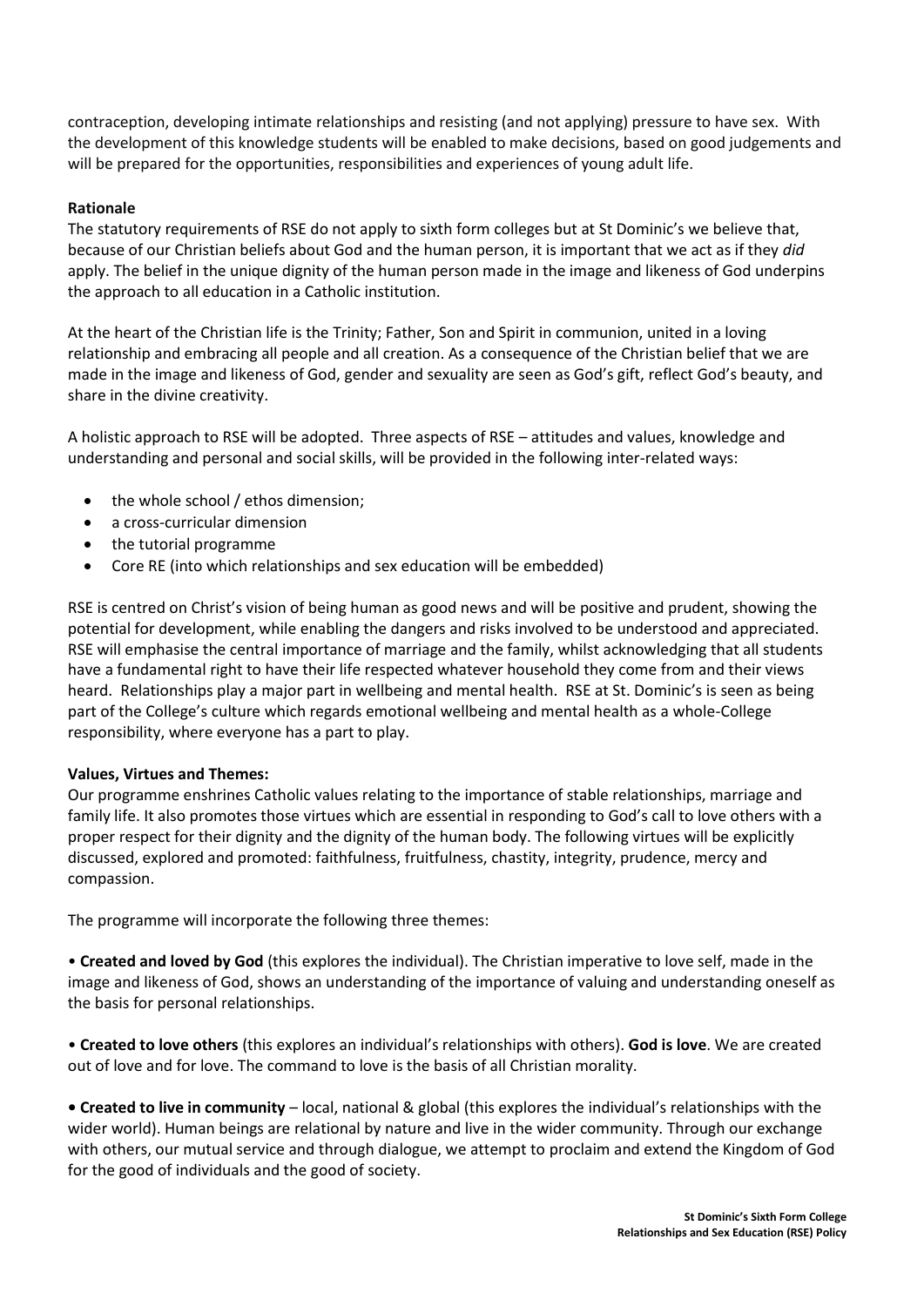contraception, developing intimate relationships and resisting (and not applying) pressure to have sex. With the development of this knowledge students will be enabled to make decisions, based on good judgements and will be prepared for the opportunities, responsibilities and experiences of young adult life.

**Rationale**

The statutory requirements of RSE do not apply to sixth form colleges but at St Dominic's we believe that, because of our Christian beliefs about God and the human person, it is important that we act as if they *did* apply. The belief in the unique dignity of the human person made in the image and likeness of God underpins the approach to all education in a Catholic institution.

At the heart of the Christian life is the Trinity; Father, Son and Spirit in communion, united in a loving relationship and embracing all people and all creation. As a consequence of the Christian belief that we are made in the image and likeness of God, gender and sexuality are seen as God's gift, reflect God's beauty, and share in the divine creativity.

A holistic approach to RSE will be adopted. Three aspects of RSE – attitudes and values, knowledge and understanding and personal and social skills, will be provided in the following inter-related ways:

- the whole school / ethos dimension;
- a cross-curricular dimension
- the tutorial programme
- Core RE (into which relationships and sex education will be embedded)

RSE is centred on Christ's vision of being human as good news and will be positive and prudent, showing the potential for development, while enabling the dangers and risks involved to be understood and appreciated. RSE will emphasise the central importance of marriage and the family, whilst acknowledging that all students have a fundamental right to have their life respected whatever household they come from and their views heard. Relationships play a major part in wellbeing and mental health. RSE at St. Dominic's is seen as being part of the College's culture which regards emotional wellbeing and mental health as a whole-College responsibility, where everyone has a part to play.

**Values, Virtues and Themes:**

Our programme enshrines Catholic values relating to the importance of stable relationships, marriage and family life. It also promotes those virtues which are essential in responding to God's call to love others with a proper respect for their dignity and the dignity of the human body. The following virtues will be explicitly discussed, explored and promoted: faithfulness, fruitfulness, chastity, integrity, prudence, mercy and compassion.

The programme will incorporate the following three themes:

- **Created and loved by God** (this explores the individual). The Christian imperative to love self, made in the image and likeness of God, shows an understanding of the importance of valuing and understanding oneself as the basis for personal relationships.

- **Created to love others** (this explores an individual's relationships with others). **God is love**. We are created out of love and for love. The command to love is the basis of all Christian morality.

- **Created to live in community** – local, national & global (this explores the individual's relationships with the wider world). Human beings are relational by nature and live in the wider community. Through our exchange with others, our mutual service and through dialogue, we attempt to proclaim and extend the Kingdom of God for the good of individuals and the good of society.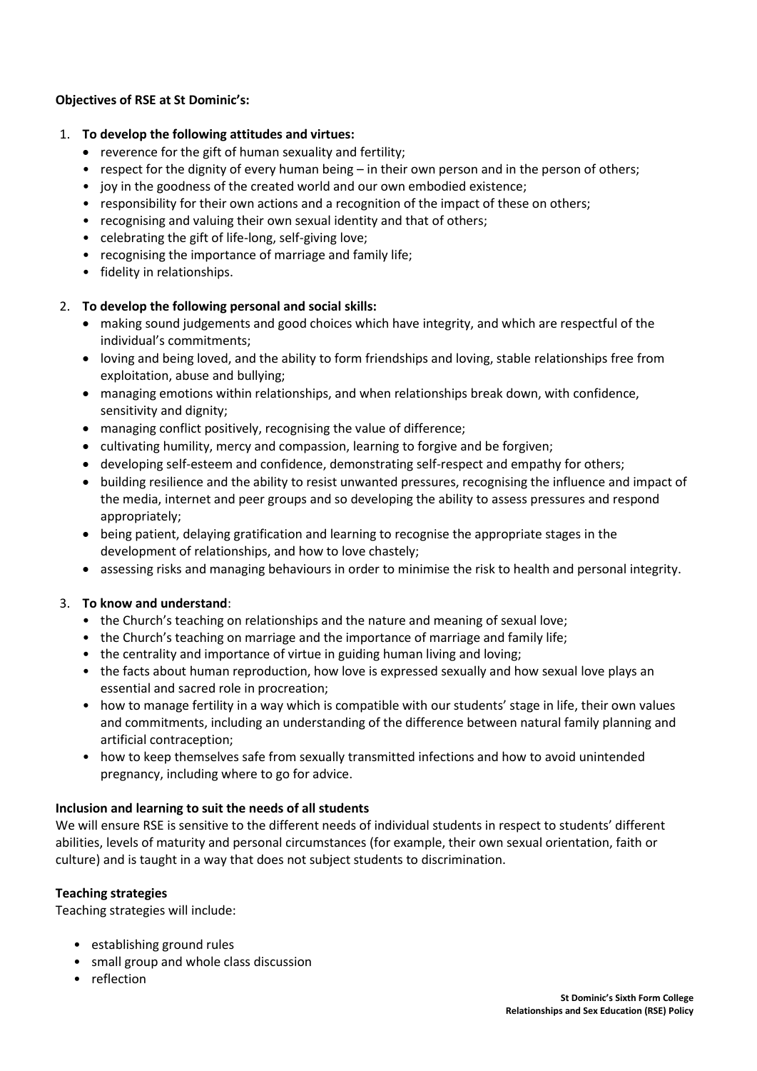**Objectives of RSE at St Dominic's:**

1. **To develop the following attitudes and virtues:**
   - reverence for the gift of human sexuality and fertility;
   - respect for the dignity of every human being – in their own person and in the person of others;
   - joy in the goodness of the created world and our own embodied existence;
   - responsibility for their own actions and a recognition of the impact of these on others;
   - recognising and valuing their own sexual identity and that of others;
   - celebrating the gift of life-long, self-giving love;
   - recognising the importance of marriage and family life;
   - fidelity in relationships.

2. **To develop the following personal and social skills:**
   - making sound judgements and good choices which have integrity, and which are respectful of the individual's commitments;
   - loving and being loved, and the ability to form friendships and loving, stable relationships free from exploitation, abuse and bullying;
   - managing emotions within relationships, and when relationships break down, with confidence, sensitivity and dignity;
   - managing conflict positively, recognising the value of difference;
   - cultivating humility, mercy and compassion, learning to forgive and be forgiven;
   - developing self-esteem and confidence, demonstrating self-respect and empathy for others;
   - building resilience and the ability to resist unwanted pressures, recognising the influence and impact of the media, internet and peer groups and so developing the ability to assess pressures and respond appropriately;
   - being patient, delaying gratification and learning to recognise the appropriate stages in the development of relationships, and how to love chastely;
   - assessing risks and managing behaviours in order to minimise the risk to health and personal integrity.

3. **To know and understand**:
   - the Church's teaching on relationships and the nature and meaning of sexual love;
   - the Church's teaching on marriage and the importance of marriage and family life;
   - the centrality and importance of virtue in guiding human living and loving;
   - the facts about human reproduction, how love is expressed sexually and how sexual love plays an essential and sacred role in procreation;
   - how to manage fertility in a way which is compatible with our students' stage in life, their own values and commitments, including an understanding of the difference between natural family planning and artificial contraception;
   - how to keep themselves safe from sexually transmitted infections and how to avoid unintended pregnancy, including where to go for advice.

**Inclusion and learning to suit the needs of all students**

We will ensure RSE is sensitive to the different needs of individual students in respect to students' different abilities, levels of maturity and personal circumstances (for example, their own sexual orientation, faith or culture) and is taught in a way that does not subject students to discrimination.

**Teaching strategies**

Teaching strategies will include:

- establishing ground rules
- small group and whole class discussion
- reflection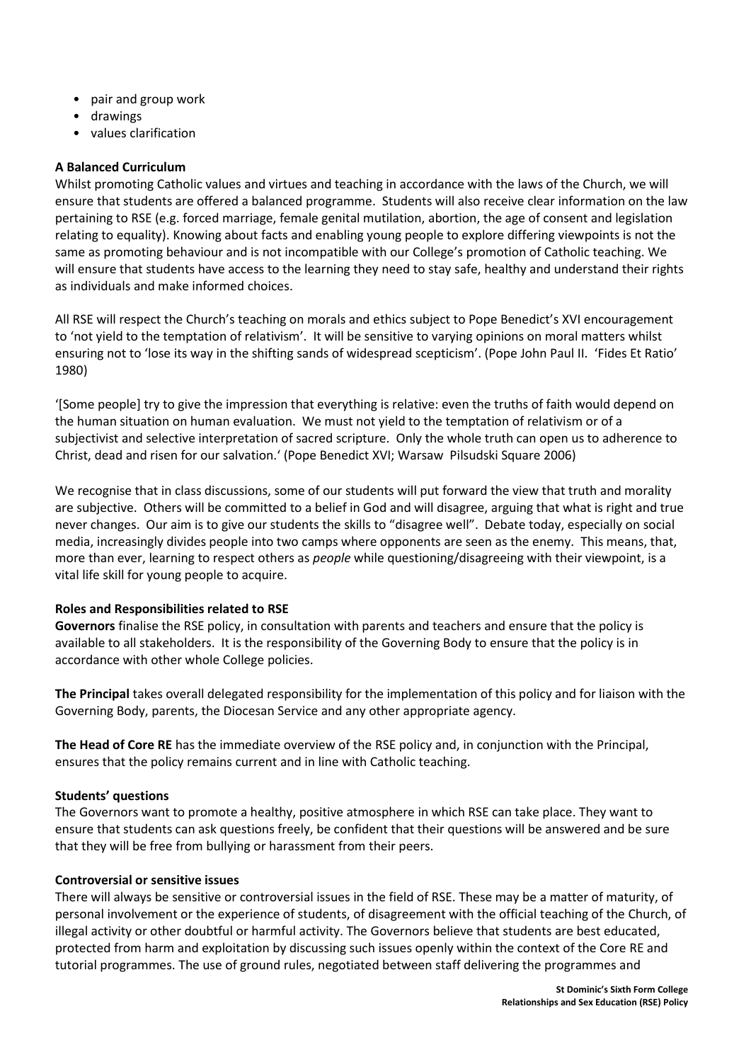- pair and group work
- drawings
- values clarification

**A Balanced Curriculum**

Whilst promoting Catholic values and virtues and teaching in accordance with the laws of the Church, we will ensure that students are offered a balanced programme. Students will also receive clear information on the law pertaining to RSE (e.g. forced marriage, female genital mutilation, abortion, the age of consent and legislation relating to equality). Knowing about facts and enabling young people to explore differing viewpoints is not the same as promoting behaviour and is not incompatible with our College's promotion of Catholic teaching. We will ensure that students have access to the learning they need to stay safe, healthy and understand their rights as individuals and make informed choices.

All RSE will respect the Church's teaching on morals and ethics subject to Pope Benedict's XVI encouragement to 'not yield to the temptation of relativism'. It will be sensitive to varying opinions on moral matters whilst ensuring not to 'lose its way in the shifting sands of widespread scepticism'. (Pope John Paul II. 'Fides Et Ratio' 1980)

'[Some people] try to give the impression that everything is relative: even the truths of faith would depend on the human situation on human evaluation. We must not yield to the temptation of relativism or of a subjectivist and selective interpretation of sacred scripture. Only the whole truth can open us to adherence to Christ, dead and risen for our salvation.' (Pope Benedict XVI; Warsaw Pilsudski Square 2006)

We recognise that in class discussions, some of our students will put forward the view that truth and morality are subjective. Others will be committed to a belief in God and will disagree, arguing that what is right and true never changes. Our aim is to give our students the skills to "disagree well". Debate today, especially on social media, increasingly divides people into two camps where opponents are seen as the enemy. This means, that, more than ever, learning to respect others as *people* while questioning/disagreeing with their viewpoint, is a vital life skill for young people to acquire.

**Roles and Responsibilities related to RSE**

**Governors** finalise the RSE policy, in consultation with parents and teachers and ensure that the policy is available to all stakeholders. It is the responsibility of the Governing Body to ensure that the policy is in accordance with other whole College policies.

**The Principal** takes overall delegated responsibility for the implementation of this policy and for liaison with the Governing Body, parents, the Diocesan Service and any other appropriate agency.

**The Head of Core RE** has the immediate overview of the RSE policy and, in conjunction with the Principal, ensures that the policy remains current and in line with Catholic teaching.

**Students' questions**

The Governors want to promote a healthy, positive atmosphere in which RSE can take place. They want to ensure that students can ask questions freely, be confident that their questions will be answered and be sure that they will be free from bullying or harassment from their peers.

**Controversial or sensitive issues**

There will always be sensitive or controversial issues in the field of RSE. These may be a matter of maturity, of personal involvement or the experience of students, of disagreement with the official teaching of the Church, of illegal activity or other doubtful or harmful activity. The Governors believe that students are best educated, protected from harm and exploitation by discussing such issues openly within the context of the Core RE and tutorial programmes. The use of ground rules, negotiated between staff delivering the programmes and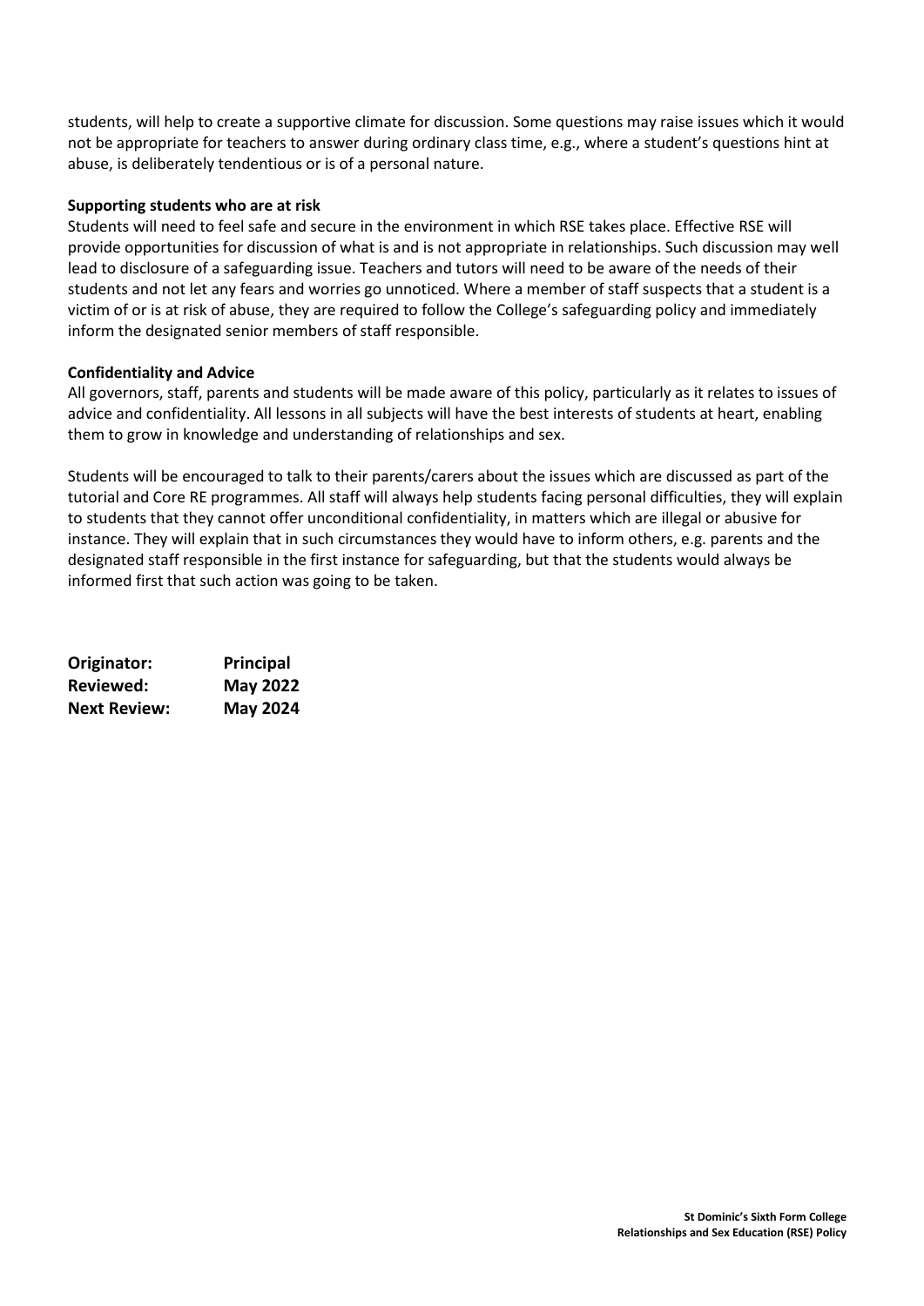students, will help to create a supportive climate for discussion. Some questions may raise issues which it would not be appropriate for teachers to answer during ordinary class time, e.g., where a student's questions hint at abuse, is deliberately tendentious or is of a personal nature.

**Supporting students who are at risk**

Students will need to feel safe and secure in the environment in which RSE takes place. Effective RSE will provide opportunities for discussion of what is and is not appropriate in relationships. Such discussion may well lead to disclosure of a safeguarding issue. Teachers and tutors will need to be aware of the needs of their students and not let any fears and worries go unnoticed. Where a member of staff suspects that a student is a victim of or is at risk of abuse, they are required to follow the College's safeguarding policy and immediately inform the designated senior members of staff responsible.

**Confidentiality and Advice**

All governors, staff, parents and students will be made aware of this policy, particularly as it relates to issues of advice and confidentiality. All lessons in all subjects will have the best interests of students at heart, enabling them to grow in knowledge and understanding of relationships and sex.

Students will be encouraged to talk to their parents/carers about the issues which are discussed as part of the tutorial and Core RE programmes. All staff will always help students facing personal difficulties, they will explain to students that they cannot offer unconditional confidentiality, in matters which are illegal or abusive for instance. They will explain that in such circumstances they would have to inform others, e.g. parents and the designated staff responsible in the first instance for safeguarding, but that the students would always be informed first that such action was going to be taken.

| | |
|---|---|
| **Originator:** | **Principal** |
| **Reviewed:** | **May 2022** |
| **Next Review:** | **May 2024** |